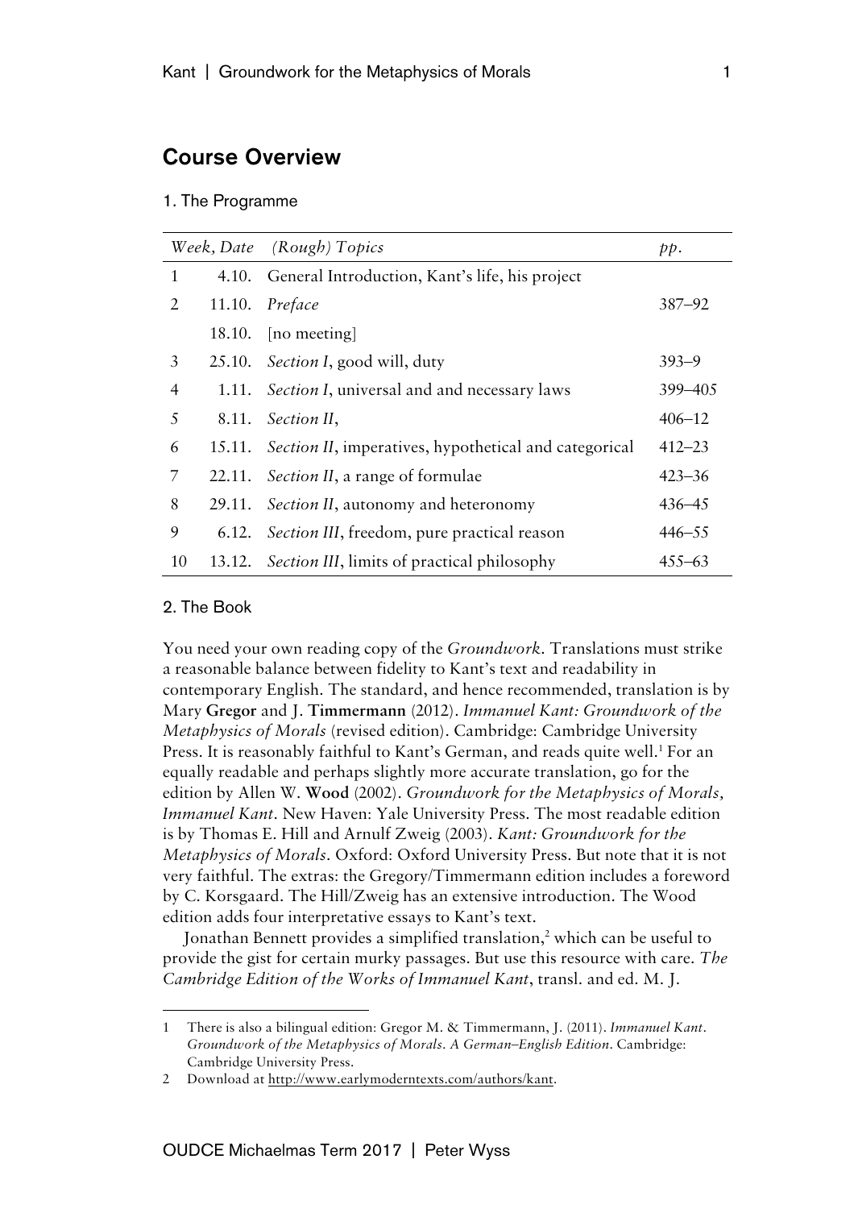## Course Overview

### 1. The Programme

| Week, Date | | *(Rough) Topics* | *pp.* |
|---|---|---|---|
| 1 | 4.10. | General Introduction, Kant's life, his project | |
| 2 | 11.10. | *Preface* | 387–92 |
| | 18.10. | [no meeting] | |
| 3 | 25.10. | *Section I*, good will, duty | 393–9 |
| 4 | 1.11. | *Section I*, universal and and necessary laws | 399–405 |
| 5 | 8.11. | *Section II*, | 406–12 |
| 6 | 15.11. | *Section II*, imperatives, hypothetical and categorical | 412–23 |
| 7 | 22.11. | *Section II*, a range of formulae | 423–36 |
| 8 | 29.11. | *Section II*, autonomy and heteronomy | 436–45 |
| 9 | 6.12. | *Section III*, freedom, pure practical reason | 446–55 |
| 10 | 13.12. | *Section III*, limits of practical philosophy | 455–63 |

### 2. The Book

You need your own reading copy of the *Groundwork*. Translations must strike a reasonable balance between fidelity to Kant's text and readability in contemporary English. The standard, and hence recommended, translation is by Mary **Gregor** and J. **Timmermann** (2012). *Immanuel Kant: Groundwork of the Metaphysics of Morals* (revised edition). Cambridge: Cambridge University Press. It is reasonably faithful to Kant's German, and reads quite well.[1] For an equally readable and perhaps slightly more accurate translation, go for the edition by Allen W. **Wood** (2002). *Groundwork for the Metaphysics of Morals, Immanuel Kant*. New Haven: Yale University Press. The most readable edition is by Thomas E. Hill and Arnulf Zweig (2003). *Kant: Groundwork for the Metaphysics of Morals*. Oxford: Oxford University Press. But note that it is not very faithful. The extras: the Gregory/Timmermann edition includes a foreword by C. Korsgaard. The Hill/Zweig has an extensive introduction. The Wood edition adds four interpretative essays to Kant's text.

Jonathan Bennett provides a simplified translation,[2] which can be useful to provide the gist for certain murky passages. But use this resource with care. *The Cambridge Edition of the Works of Immanuel Kant*, transl. and ed. M. J.

---

1 There is also a bilingual edition: Gregor M. & Timmermann, J. (2011). *Immanuel Kant. Groundwork of the Metaphysics of Morals. A German–English Edition*. Cambridge: Cambridge University Press.

2 Download at http://www.earlymoderntexts.com/authors/kant.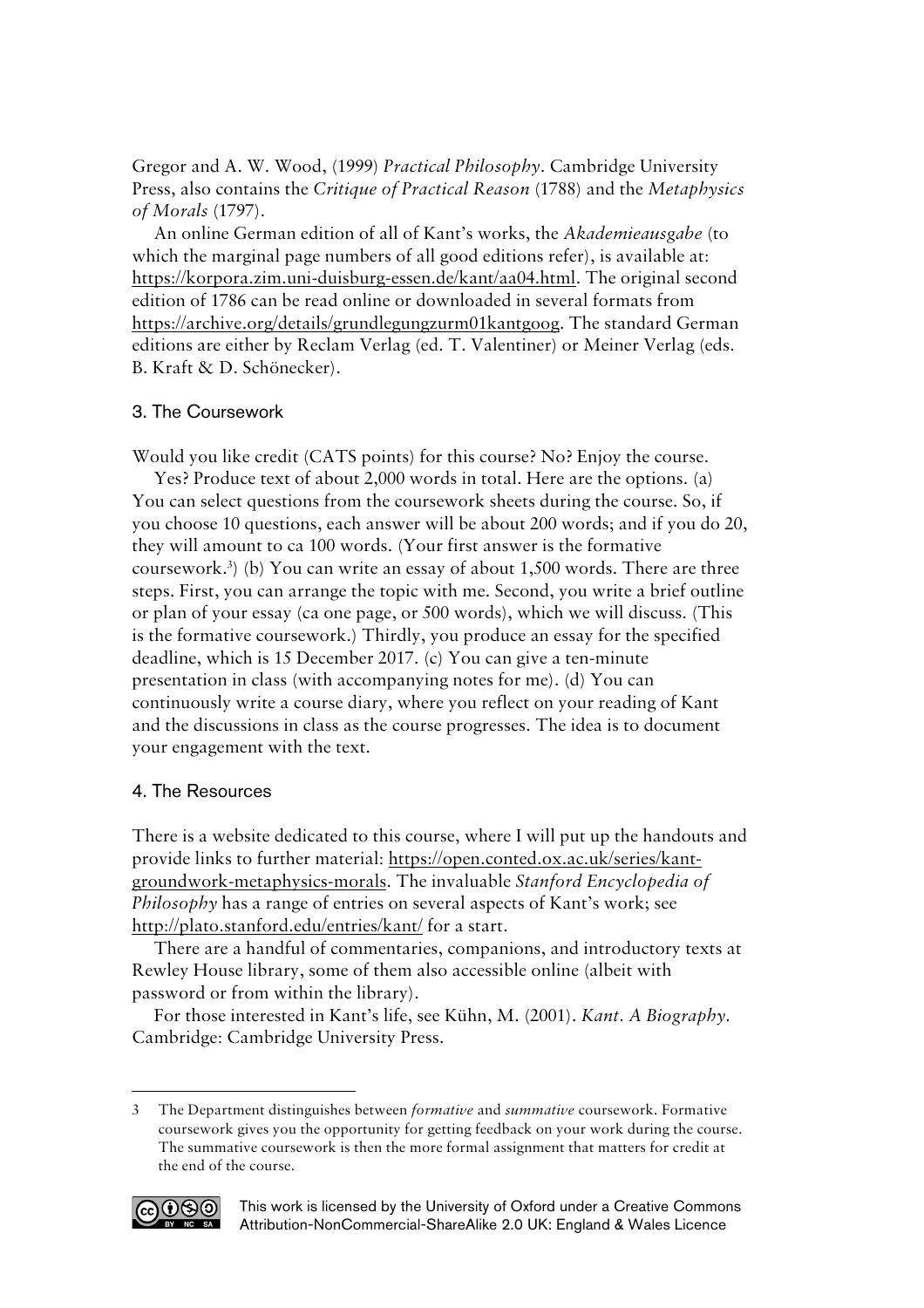Gregor and A. W. Wood, (1999) *Practical Philosophy*. Cambridge University Press, also contains the *Critique of Practical Reason* (1788) and the *Metaphysics of Morals* (1797).

An online German edition of all of Kant's works, the *Akademieausgabe* (to which the marginal page numbers of all good editions refer), is available at: https://korpora.zim.uni-duisburg-essen.de/kant/aa04.html. The original second edition of 1786 can be read online or downloaded in several formats from https://archive.org/details/grundlegungzurm01kantgoog. The standard German editions are either by Reclam Verlag (ed. T. Valentiner) or Meiner Verlag (eds. B. Kraft & D. Schönecker).

## 3. The Coursework

Would you like credit (CATS points) for this course? No? Enjoy the course.

Yes? Produce text of about 2,000 words in total. Here are the options. (a) You can select questions from the coursework sheets during the course. So, if you choose 10 questions, each answer will be about 200 words; and if you do 20, they will amount to ca 100 words. (Your first answer is the formative coursework.[3]) (b) You can write an essay of about 1,500 words. There are three steps. First, you can arrange the topic with me. Second, you write a brief outline or plan of your essay (ca one page, or 500 words), which we will discuss. (This is the formative coursework.) Thirdly, you produce an essay for the specified deadline, which is 15 December 2017. (c) You can give a ten-minute presentation in class (with accompanying notes for me). (d) You can continuously write a course diary, where you reflect on your reading of Kant and the discussions in class as the course progresses. The idea is to document your engagement with the text.

## 4. The Resources

There is a website dedicated to this course, where I will put up the handouts and provide links to further material: https://open.conted.ox.ac.uk/series/kant-groundwork-metaphysics-morals. The invaluable *Stanford Encyclopedia of Philosophy* has a range of entries on several aspects of Kant's work; see http://plato.stanford.edu/entries/kant/ for a start.

There are a handful of commentaries, companions, and introductory texts at Rewley House library, some of them also accessible online (albeit with password or from within the library).

For those interested in Kant's life, see Kühn, M. (2001). *Kant. A Biography*. Cambridge: Cambridge University Press.

---

3 The Department distinguishes between *formative* and *summative* coursework. Formative coursework gives you the opportunity for getting feedback on your work during the course. The summative coursework is then the more formal assignment that matters for credit at the end of the course.

This work is licensed by the University of Oxford under a Creative Commons Attribution-NonCommercial-ShareAlike 2.0 UK: England & Wales Licence